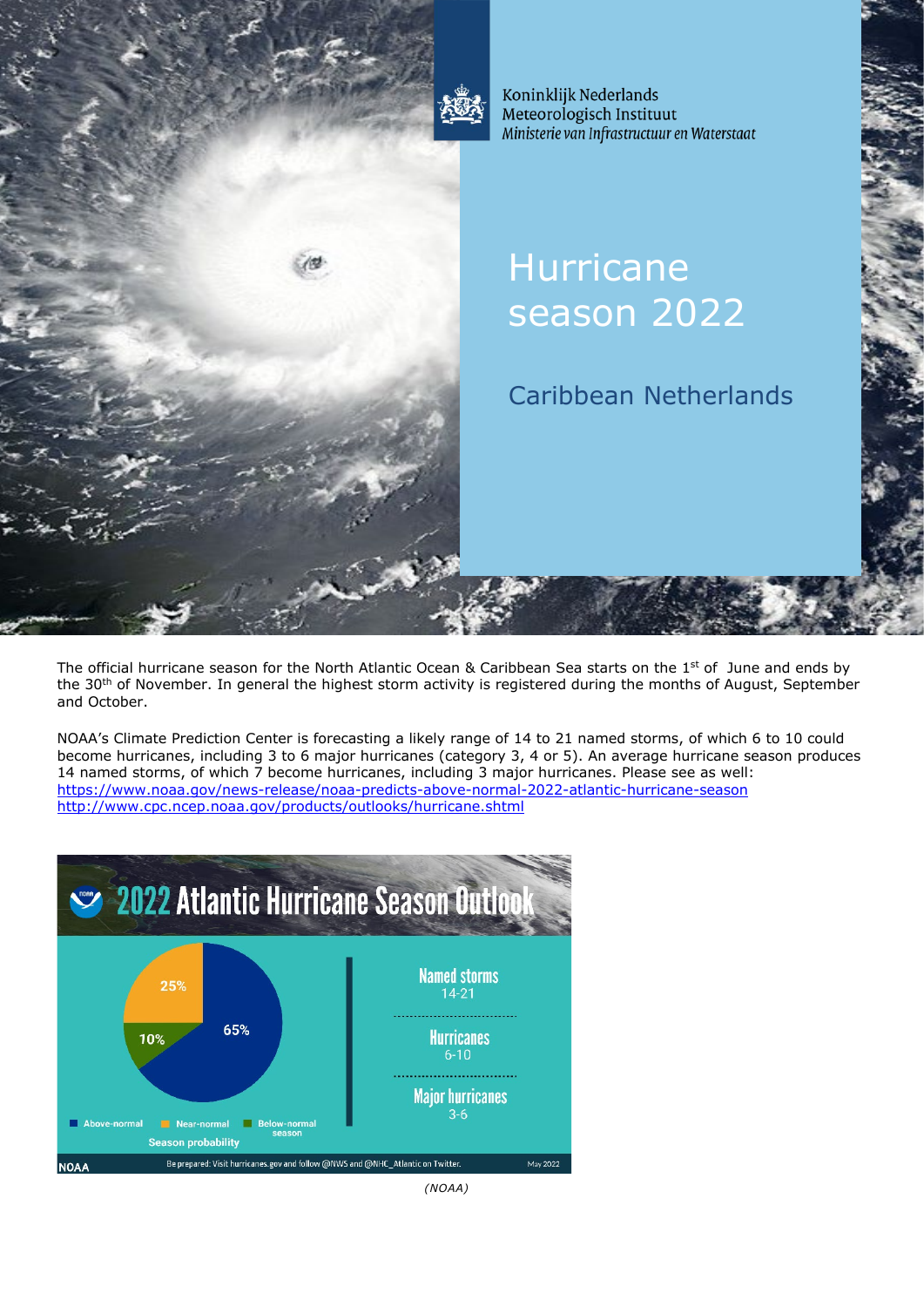Koninklijk Nederlands
Meteorologisch Instituut
*Ministerie van Infrastructuur en Waterstaat*

# Hurricane season 2022

## Caribbean Netherlands

The official hurricane season for the North Atlantic Ocean & Caribbean Sea starts on the 1st of June and ends by the 30th of November. In general the highest storm activity is registered during the months of August, September and October.

NOAA's Climate Prediction Center is forecasting a likely range of 14 to 21 named storms, of which 6 to 10 could become hurricanes, including 3 to 6 major hurricanes (category 3, 4 or 5). An average hurricane season produces 14 named storms, of which 7 become hurricanes, including 3 major hurricanes. Please see as well:
https://www.noaa.gov/news-release/noaa-predicts-above-normal-2022-atlantic-hurricane-season
http://www.cpc.ncep.noaa.gov/products/outlooks/hurricane.shtml

*(NOAA)*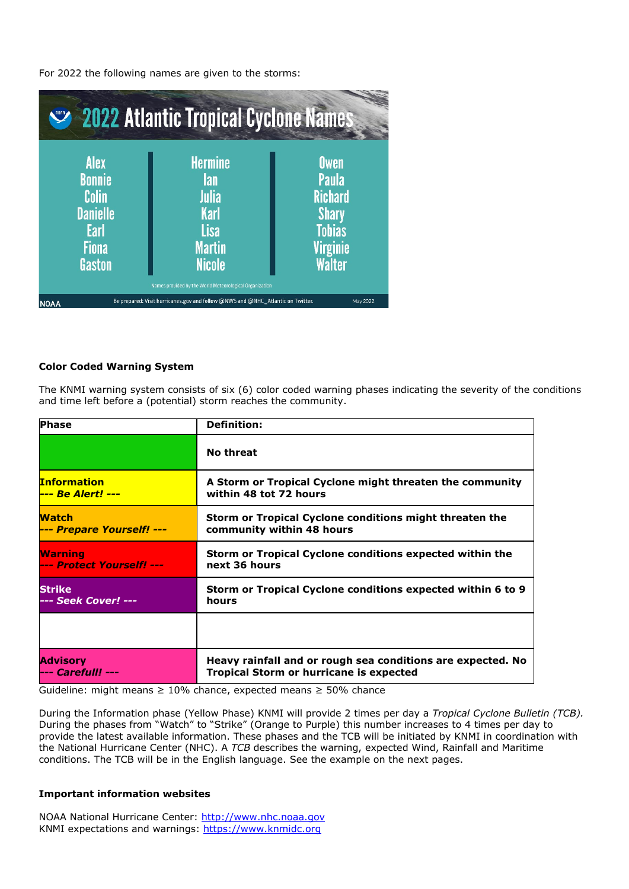For 2022 the following names are given to the storms:

**2022 Atlantic Tropical Cyclone Names**

| | | |
|---|---|---|
| Alex | Hermine | Owen |
| Bonnie | Ian | Paula |
| Colin | Julia | Richard |
| Danielle | Karl | Shary |
| Earl | Lisa | Tobias |
| Fiona | Martin | Virginie |
| Gaston | Nicole | Walter |

Names provided by the World Meteorological Organization

NOAA — Be prepared: Visit hurricanes.gov and follow @NWS and @NHC_Atlantic on Twitter. — May 2022

### Color Coded Warning System

The KNMI warning system consists of six (6) color coded warning phases indicating the severity of the conditions and time left before a (potential) storm reaches the community.

| Phase | Definition: |
|---|---|
| | **No threat** |
| **Information** *--- Be Alert! ---* | **A Storm or Tropical Cyclone might threaten the community within 48 tot 72 hours** |
| **Watch** *--- Prepare Yourself! ---* | **Storm or Tropical Cyclone conditions might threaten the community within 48 hours** |
| **Warning** *--- Protect Yourself! ---* | **Storm or Tropical Cyclone conditions expected within the next 36 hours** |
| **Strike** *--- Seek Cover! ---* | **Storm or Tropical Cyclone conditions expected within 6 to 9 hours** |
| | |
| **Advisory** *--- Carefull! ---* | **Heavy rainfall and or rough sea conditions are expected. No Tropical Storm or hurricane is expected** |

Guideline: might means ≥ 10% chance, expected means ≥ 50% chance

During the Information phase (Yellow Phase) KNMI will provide 2 times per day a *Tropical Cyclone Bulletin (TCB).* During the phases from "Watch" to "Strike" (Orange to Purple) this number increases to 4 times per day to provide the latest available information. These phases and the TCB will be initiated by KNMI in coordination with the National Hurricane Center (NHC). A *TCB* describes the warning, expected Wind, Rainfall and Maritime conditions. The TCB will be in the English language. See the example on the next pages.

### Important information websites

NOAA National Hurricane Center: http://www.nhc.noaa.gov
KNMI expectations and warnings: https://www.knmidc.org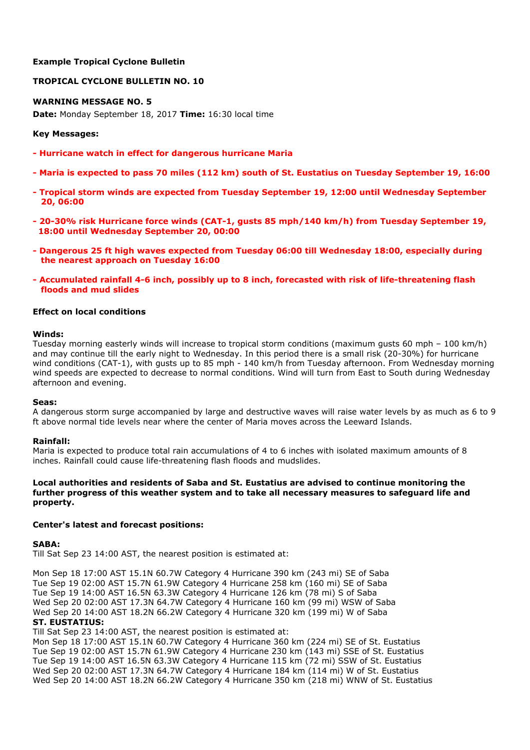**Example Tropical Cyclone Bulletin**

**TROPICAL CYCLONE BULLETIN NO. 10**

**WARNING MESSAGE NO. 5**

**Date:** Monday September 18, 2017 **Time:** 16:30 local time

**Key Messages:**

- **Hurricane watch in effect for dangerous hurricane Maria**
- **Maria is expected to pass 70 miles (112 km) south of St. Eustatius on Tuesday September 19, 16:00**
- **Tropical storm winds are expected from Tuesday September 19, 12:00 until Wednesday September 20, 06:00**
- **20-30% risk Hurricane force winds (CAT-1, gusts 85 mph/140 km/h) from Tuesday September 19, 18:00 until Wednesday September 20, 00:00**
- **Dangerous 25 ft high waves expected from Tuesday 06:00 till Wednesday 18:00, especially during the nearest approach on Tuesday 16:00**
- **Accumulated rainfall 4-6 inch, possibly up to 8 inch, forecasted with risk of life-threatening flash floods and mud slides**

**Effect on local conditions**

**Winds:**
Tuesday morning easterly winds will increase to tropical storm conditions (maximum gusts 60 mph – 100 km/h) and may continue till the early night to Wednesday. In this period there is a small risk (20-30%) for hurricane wind conditions (CAT-1), with gusts up to 85 mph - 140 km/h from Tuesday afternoon. From Wednesday morning wind speeds are expected to decrease to normal conditions. Wind will turn from East to South during Wednesday afternoon and evening.

**Seas:**
A dangerous storm surge accompanied by large and destructive waves will raise water levels by as much as 6 to 9 ft above normal tide levels near where the center of Maria moves across the Leeward Islands.

**Rainfall:**
Maria is expected to produce total rain accumulations of 4 to 6 inches with isolated maximum amounts of 8 inches. Rainfall could cause life-threatening flash floods and mudslides.

**Local authorities and residents of Saba and St. Eustatius are advised to continue monitoring the further progress of this weather system and to take all necessary measures to safeguard life and property.**

**Center's latest and forecast positions:**

**SABA:**
Till Sat Sep 23 14:00 AST, the nearest position is estimated at:

Mon Sep 18 17:00 AST 15.1N 60.7W Category 4 Hurricane 390 km (243 mi) SE of Saba
Tue Sep 19 02:00 AST 15.7N 61.9W Category 4 Hurricane 258 km (160 mi) SE of Saba
Tue Sep 19 14:00 AST 16.5N 63.3W Category 4 Hurricane 126 km (78 mi) S of Saba
Wed Sep 20 02:00 AST 17.3N 64.7W Category 4 Hurricane 160 km (99 mi) WSW of Saba
Wed Sep 20 14:00 AST 18.2N 66.2W Category 4 Hurricane 320 km (199 mi) W of Saba

**ST. EUSTATIUS:**
Till Sat Sep 23 14:00 AST, the nearest position is estimated at:
Mon Sep 18 17:00 AST 15.1N 60.7W Category 4 Hurricane 360 km (224 mi) SE of St. Eustatius
Tue Sep 19 02:00 AST 15.7N 61.9W Category 4 Hurricane 230 km (143 mi) SSE of St. Eustatius
Tue Sep 19 14:00 AST 16.5N 63.3W Category 4 Hurricane 115 km (72 mi) SSW of St. Eustatius
Wed Sep 20 02:00 AST 17.3N 64.7W Category 4 Hurricane 184 km (114 mi) W of St. Eustatius
Wed Sep 20 14:00 AST 18.2N 66.2W Category 4 Hurricane 350 km (218 mi) WNW of St. Eustatius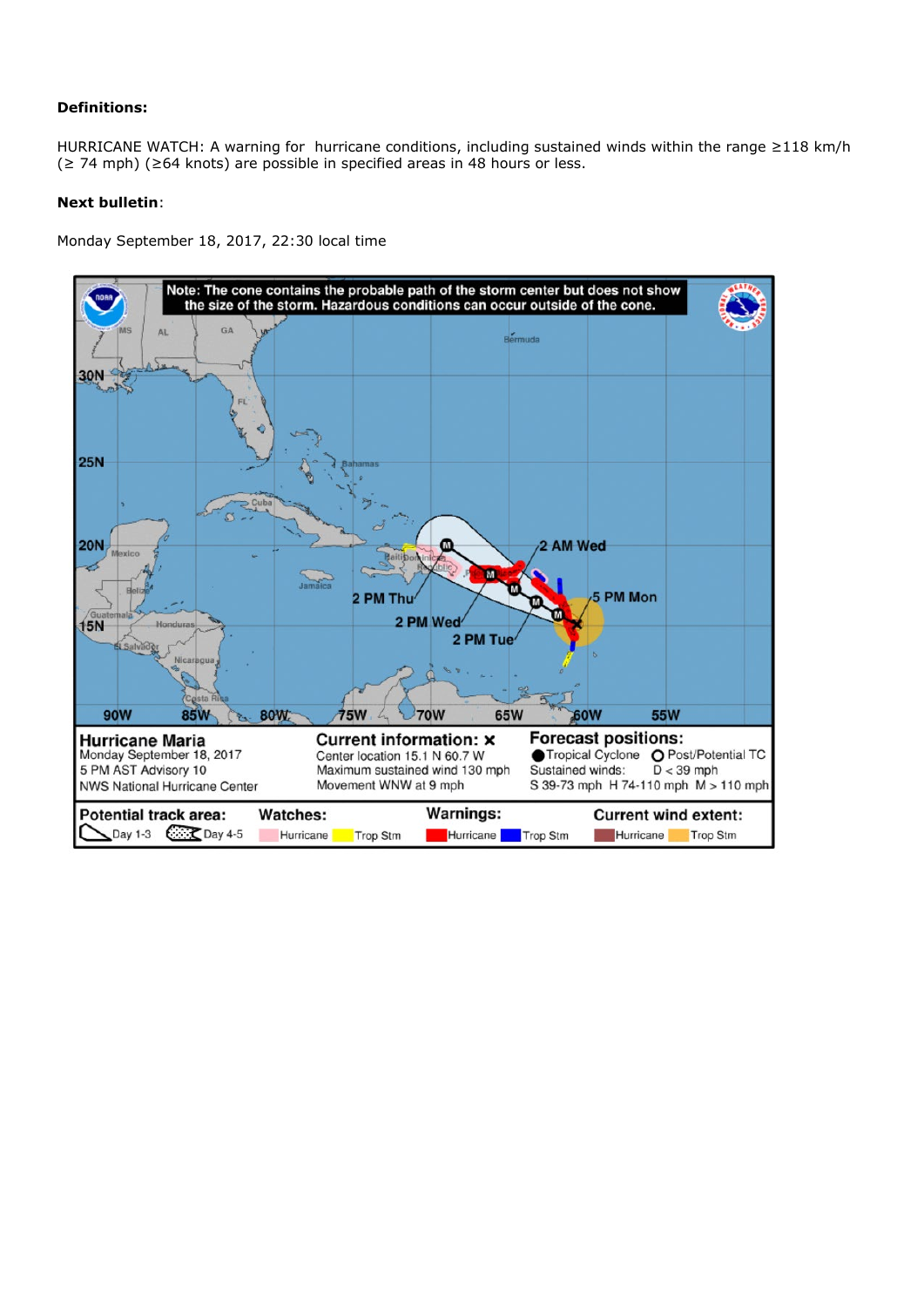**Definitions:**

HURRICANE WATCH: A warning for hurricane conditions, including sustained winds within the range ≥118 km/h (≥ 74 mph) (≥64 knots) are possible in specified areas in 48 hours or less.

**Next bulletin**:

Monday September 18, 2017, 22:30 local time

Note: The cone contains the probable path of the storm center but does not show the size of the storm. Hazardous conditions can occur outside of the cone.

MS
AL
GA
FL
Bermuda
Bahamas
Cuba
Mexico
Belize
Guatemala
Honduras
El Salvador
Nicaragua
Costa Rica
Jamaica
Haiti
Dominican Republic
Puerto Rico

30N
25N
20N
15N
90W
85W
80W
75W
70W
65W
60W
55W

2 AM Wed
5 PM Mon
2 PM Thu
2 PM Wed
2 PM Tue

**Hurricane Maria**
Monday September 18, 2017
5 PM AST Advisory 10
NWS National Hurricane Center

**Current information: ×**
Center location 15.1 N 60.7 W
Maximum sustained wind 130 mph
Movement WNW at 9 mph

**Forecast positions:**
● Tropical Cyclone ○ Post/Potential TC
Sustained winds: D < 39 mph
S 39-73 mph H 74-110 mph M > 110 mph

**Potential track area:** Day 1-3 Day 4-5

**Watches:** Hurricane Trop Stm

**Warnings:** Hurricane Trop Stm

**Current wind extent:** Hurricane Trop Stm